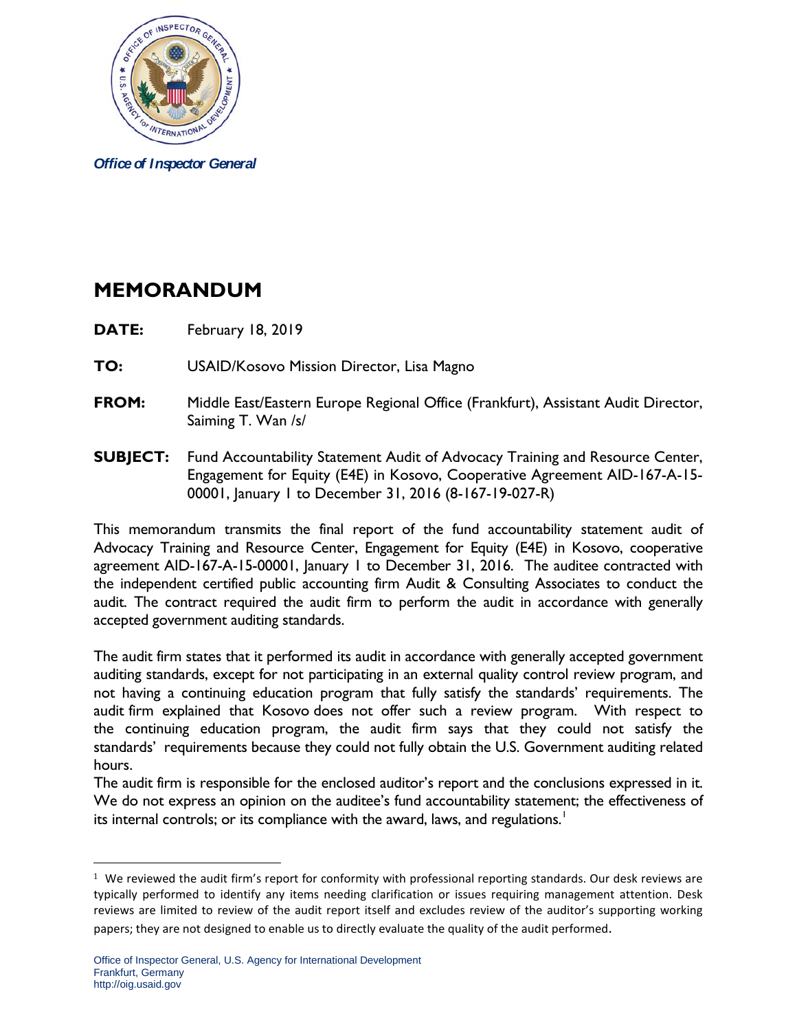*Office of Inspector General*

# MEMORANDUM

**DATE:** February 18, 2019

**TO:** USAID/Kosovo Mission Director, Lisa Magno

**FROM:** Middle East/Eastern Europe Regional Office (Frankfurt), Assistant Audit Director, Saiming T. Wan /s/

**SUBJECT:** Fund Accountability Statement Audit of Advocacy Training and Resource Center, Engagement for Equity (E4E) in Kosovo, Cooperative Agreement AID-167-A-15-00001, January 1 to December 31, 2016 (8-167-19-027-R)

This memorandum transmits the final report of the fund accountability statement audit of Advocacy Training and Resource Center, Engagement for Equity (E4E) in Kosovo, cooperative agreement AID-167-A-15-00001, January 1 to December 31, 2016. The auditee contracted with the independent certified public accounting firm Audit & Consulting Associates to conduct the audit. The contract required the audit firm to perform the audit in accordance with generally accepted government auditing standards.

The audit firm states that it performed its audit in accordance with generally accepted government auditing standards, except for not participating in an external quality control review program, and not having a continuing education program that fully satisfy the standards' requirements. The audit firm explained that Kosovo does not offer such a review program. With respect to the continuing education program, the audit firm says that they could not satisfy the standards' requirements because they could not fully obtain the U.S. Government auditing related hours.

The audit firm is responsible for the enclosed auditor's report and the conclusions expressed in it. We do not express an opinion on the auditee's fund accountability statement; the effectiveness of its internal controls; or its compliance with the award, laws, and regulations.[1]

---

[1] We reviewed the audit firm's report for conformity with professional reporting standards. Our desk reviews are typically performed to identify any items needing clarification or issues requiring management attention. Desk reviews are limited to review of the audit report itself and excludes review of the auditor's supporting working papers; they are not designed to enable us to directly evaluate the quality of the audit performed.

Office of Inspector General, U.S. Agency for International Development
Frankfurt, Germany
http://oig.usaid.gov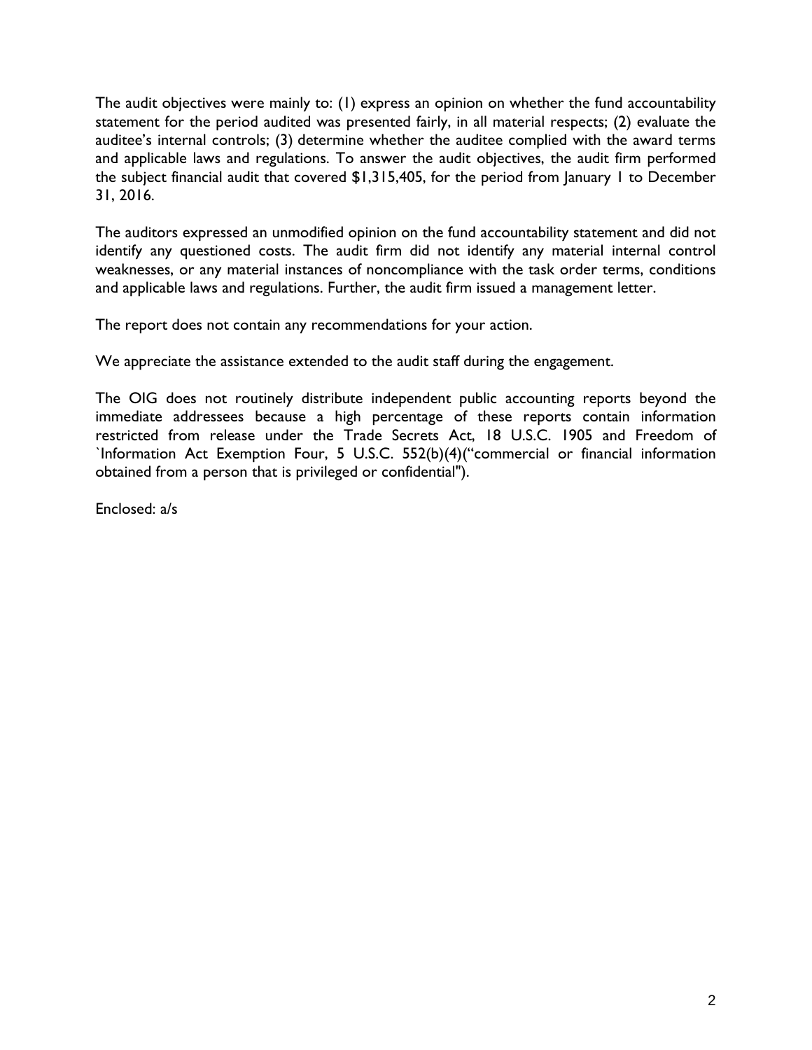The audit objectives were mainly to: (1) express an opinion on whether the fund accountability statement for the period audited was presented fairly, in all material respects; (2) evaluate the auditee's internal controls; (3) determine whether the auditee complied with the award terms and applicable laws and regulations. To answer the audit objectives, the audit firm performed the subject financial audit that covered $1,315,405, for the period from January 1 to December 31, 2016.

The auditors expressed an unmodified opinion on the fund accountability statement and did not identify any questioned costs. The audit firm did not identify any material internal control weaknesses, or any material instances of noncompliance with the task order terms, conditions and applicable laws and regulations. Further, the audit firm issued a management letter.

The report does not contain any recommendations for your action.

We appreciate the assistance extended to the audit staff during the engagement.

The OIG does not routinely distribute independent public accounting reports beyond the immediate addressees because a high percentage of these reports contain information restricted from release under the Trade Secrets Act, 18 U.S.C. 1905 and Freedom of `Information Act Exemption Four, 5 U.S.C. 552(b)(4)("commercial or financial information obtained from a person that is privileged or confidential").

Enclosed: a/s